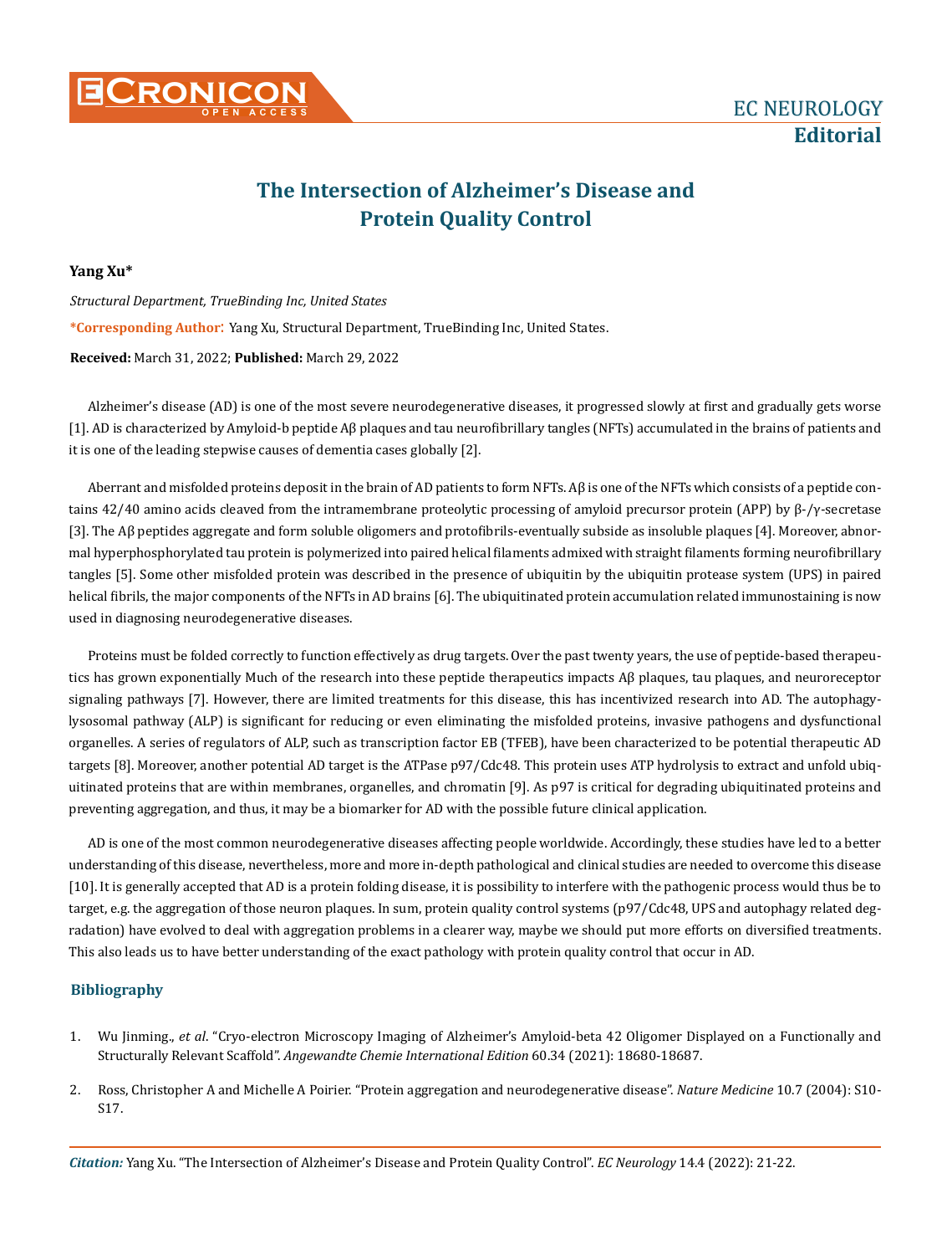EC NEUROLOGY

**Editorial**

# The Intersection of Alzheimer's Disease and Protein Quality Control

**Yang Xu***

*Structural Department, TrueBinding Inc, United States*

**\*Corresponding Author:** Yang Xu, Structural Department, TrueBinding Inc, United States.

**Received:** March 31, 2022; **Published:** March 29, 2022

Alzheimer's disease (AD) is one of the most severe neurodegenerative diseases, it progressed slowly at first and gradually gets worse [1]. AD is characterized by Amyloid-b peptide Aβ plaques and tau neurofibrillary tangles (NFTs) accumulated in the brains of patients and it is one of the leading stepwise causes of dementia cases globally [2].

Aberrant and misfolded proteins deposit in the brain of AD patients to form NFTs. Aβ is one of the NFTs which consists of a peptide contains 42/40 amino acids cleaved from the intramembrane proteolytic processing of amyloid precursor protein (APP) by β-/γ-secretase [3]. The Aβ peptides aggregate and form soluble oligomers and protofibrils-eventually subside as insoluble plaques [4]. Moreover, abnormal hyperphosphorylated tau protein is polymerized into paired helical filaments admixed with straight filaments forming neurofibrillary tangles [5]. Some other misfolded protein was described in the presence of ubiquitin by the ubiquitin protease system (UPS) in paired helical fibrils, the major components of the NFTs in AD brains [6]. The ubiquitinated protein accumulation related immunostaining is now used in diagnosing neurodegenerative diseases.

Proteins must be folded correctly to function effectively as drug targets. Over the past twenty years, the use of peptide-based therapeutics has grown exponentially Much of the research into these peptide therapeutics impacts Aβ plaques, tau plaques, and neuroreceptor signaling pathways [7]. However, there are limited treatments for this disease, this has incentivized research into AD. The autophagy-lysosomal pathway (ALP) is significant for reducing or even eliminating the misfolded proteins, invasive pathogens and dysfunctional organelles. A series of regulators of ALP, such as transcription factor EB (TFEB), have been characterized to be potential therapeutic AD targets [8]. Moreover, another potential AD target is the ATPase p97/Cdc48. This protein uses ATP hydrolysis to extract and unfold ubiquitinated proteins that are within membranes, organelles, and chromatin [9]. As p97 is critical for degrading ubiquitinated proteins and preventing aggregation, and thus, it may be a biomarker for AD with the possible future clinical application.

AD is one of the most common neurodegenerative diseases affecting people worldwide. Accordingly, these studies have led to a better understanding of this disease, nevertheless, more and more in-depth pathological and clinical studies are needed to overcome this disease [10]. It is generally accepted that AD is a protein folding disease, it is possibility to interfere with the pathogenic process would thus be to target, e.g. the aggregation of those neuron plaques. In sum, protein quality control systems (p97/Cdc48, UPS and autophagy related degradation) have evolved to deal with aggregation problems in a clearer way, maybe we should put more efforts on diversified treatments. This also leads us to have better understanding of the exact pathology with protein quality control that occur in AD.

## Bibliography

1. Wu Jinming., *et al*. "Cryo-electron Microscopy Imaging of Alzheimer's Amyloid-beta 42 Oligomer Displayed on a Functionally and Structurally Relevant Scaffold". *Angewandte Chemie International Edition* 60.34 (2021): 18680-18687.
2. Ross, Christopher A and Michelle A Poirier. "Protein aggregation and neurodegenerative disease". *Nature Medicine* 10.7 (2004): S10-S17.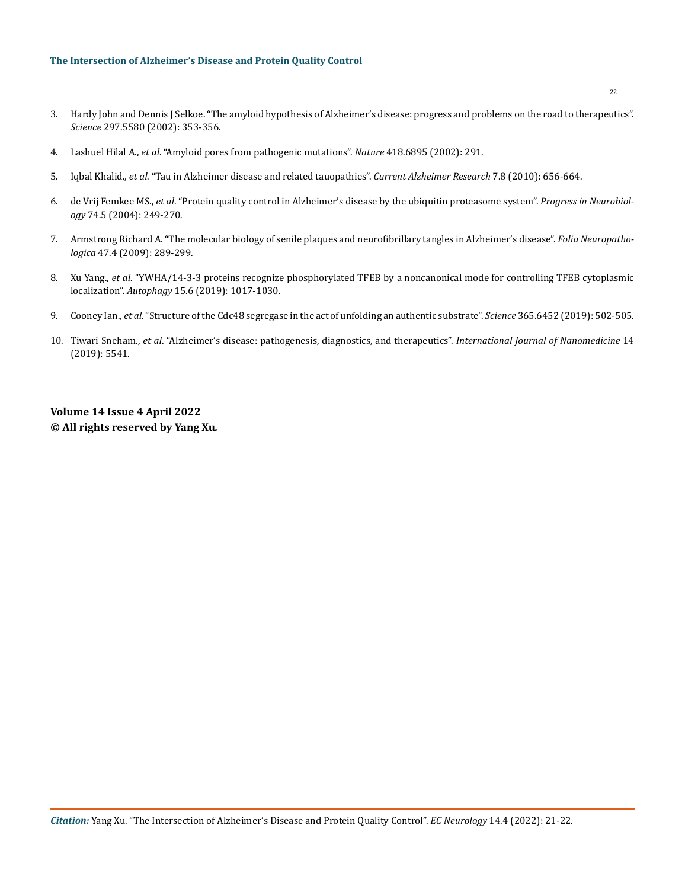3. Hardy John and Dennis J Selkoe. "The amyloid hypothesis of Alzheimer's disease: progress and problems on the road to therapeutics". *Science* 297.5580 (2002): 353-356.

4. Lashuel Hilal A., *et al*. "Amyloid pores from pathogenic mutations". *Nature* 418.6895 (2002): 291.

5. Iqbal Khalid., *et al*. "Tau in Alzheimer disease and related tauopathies". *Current Alzheimer Research* 7.8 (2010): 656-664.

6. de Vrij Femkee MS., *et al*. "Protein quality control in Alzheimer's disease by the ubiquitin proteasome system". *Progress in Neurobiology* 74.5 (2004): 249-270.

7. Armstrong Richard A. "The molecular biology of senile plaques and neurofibrillary tangles in Alzheimer's disease". *Folia Neuropathologica* 47.4 (2009): 289-299.

8. Xu Yang., *et al*. "YWHA/14-3-3 proteins recognize phosphorylated TFEB by a noncanonical mode for controlling TFEB cytoplasmic localization". *Autophagy* 15.6 (2019): 1017-1030.

9. Cooney Ian., *et al*. "Structure of the Cdc48 segregase in the act of unfolding an authentic substrate". *Science* 365.6452 (2019): 502-505.

10. Tiwari Sneham., *et al*. "Alzheimer's disease: pathogenesis, diagnostics, and therapeutics". *International Journal of Nanomedicine* 14 (2019): 5541.

**Volume 14 Issue 4 April 2022**
**© All rights reserved by Yang Xu.**